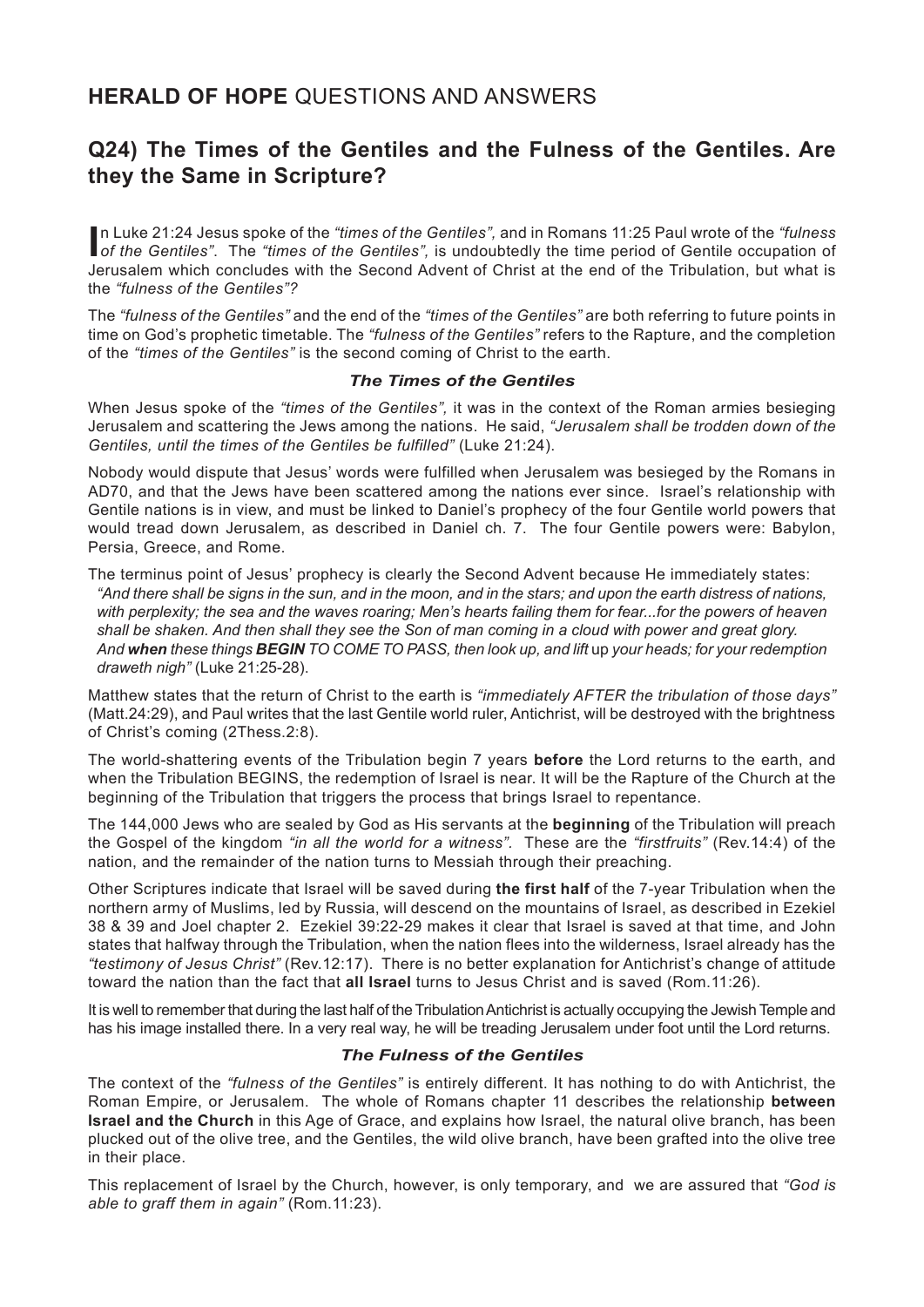## **HERALD OF HOPE** QUESTIONS AND ANSWERS

## Q24) The Times of the Gentiles and the Fulness of the Gentiles. Are they the Same in Scripture?

In Luke 21:24 Jesus spoke of the *"times of the Gentiles",* and in Romans 11:25 Paul wrote of the *"fulness of the Gentiles"*. The *"times of the Gentiles",* is undoubtedly the time period of Gentile occupation of Jerusalem which concludes with the Second Advent of Christ at the end of the Tribulation, but what is the *"fulness of the Gentiles"?*

The *"fulness of the Gentiles"* and the end of the *"times of the Gentiles"* are both referring to future points in time on God's prophetic timetable. The *"fulness of the Gentiles"* refers to the Rapture, and the completion of the *"times of the Gentiles"* is the second coming of Christ to the earth.

### *The Times of the Gentiles*

When Jesus spoke of the *"times of the Gentiles",* it was in the context of the Roman armies besieging Jerusalem and scattering the Jews among the nations. He said, *"Jerusalem shall be trodden down of the Gentiles, until the times of the Gentiles be fulfilled"* (Luke 21:24).

Nobody would dispute that Jesus' words were fulfilled when Jerusalem was besieged by the Romans in AD70, and that the Jews have been scattered among the nations ever since. Israel's relationship with Gentile nations is in view, and must be linked to Daniel's prophecy of the four Gentile world powers that would tread down Jerusalem, as described in Daniel ch. 7. The four Gentile powers were: Babylon, Persia, Greece, and Rome.

The terminus point of Jesus' prophecy is clearly the Second Advent because He immediately states:
*"And there shall be signs in the sun, and in the moon, and in the stars; and upon the earth distress of nations, with perplexity; the sea and the waves roaring; Men's hearts failing them for fear...for the powers of heaven shall be shaken. And then shall they see the Son of man coming in a cloud with power and great glory. And* ***when*** *these things* ***BEGIN*** *TO COME TO PASS, then look up, and lift* up *your heads; for your redemption draweth nigh"* (Luke 21:25-28).

Matthew states that the return of Christ to the earth is *"immediately AFTER the tribulation of those days"* (Matt.24:29), and Paul writes that the last Gentile world ruler, Antichrist, will be destroyed with the brightness of Christ's coming (2Thess.2:8).

The world-shattering events of the Tribulation begin 7 years **before** the Lord returns to the earth, and when the Tribulation BEGINS, the redemption of Israel is near. It will be the Rapture of the Church at the beginning of the Tribulation that triggers the process that brings Israel to repentance.

The 144,000 Jews who are sealed by God as His servants at the **beginning** of the Tribulation will preach the Gospel of the kingdom *"in all the world for a witness"*. These are the *"firstfruits"* (Rev.14:4) of the nation, and the remainder of the nation turns to Messiah through their preaching.

Other Scriptures indicate that Israel will be saved during **the first half** of the 7-year Tribulation when the northern army of Muslims, led by Russia, will descend on the mountains of Israel, as described in Ezekiel 38 & 39 and Joel chapter 2. Ezekiel 39:22-29 makes it clear that Israel is saved at that time, and John states that halfway through the Tribulation, when the nation flees into the wilderness, Israel already has the *"testimony of Jesus Christ"* (Rev.12:17). There is no better explanation for Antichrist's change of attitude toward the nation than the fact that **all Israel** turns to Jesus Christ and is saved (Rom.11:26).

It is well to remember that during the last half of the Tribulation Antichrist is actually occupying the Jewish Temple and has his image installed there. In a very real way, he will be treading Jerusalem under foot until the Lord returns.

### *The Fulness of the Gentiles*

The context of the *"fulness of the Gentiles"* is entirely different. It has nothing to do with Antichrist, the Roman Empire, or Jerusalem. The whole of Romans chapter 11 describes the relationship **between Israel and the Church** in this Age of Grace, and explains how Israel, the natural olive branch, has been plucked out of the olive tree, and the Gentiles, the wild olive branch, have been grafted into the olive tree in their place.

This replacement of Israel by the Church, however, is only temporary, and we are assured that *"God is able to graff them in again"* (Rom.11:23).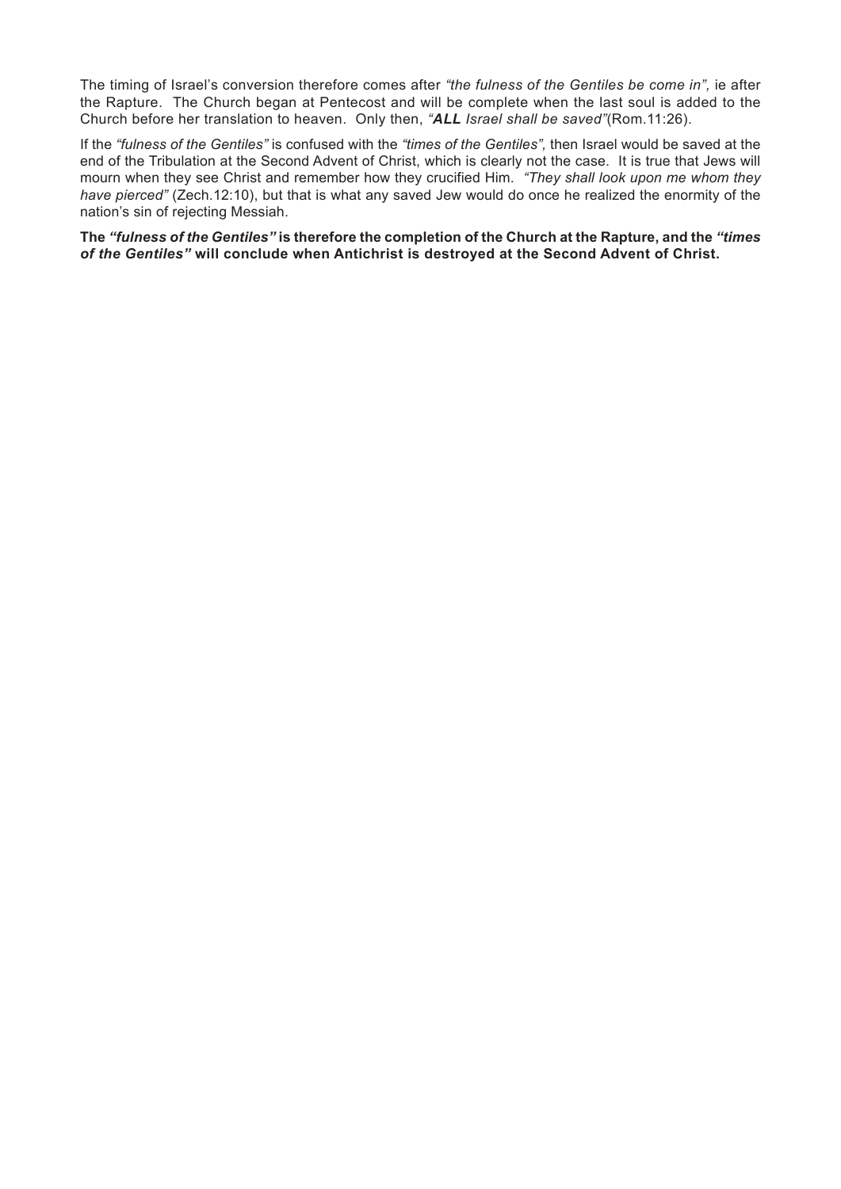The timing of Israel's conversion therefore comes after *"the fulness of the Gentiles be come in",* ie after the Rapture. The Church began at Pentecost and will be complete when the last soul is added to the Church before her translation to heaven. Only then, *"**ALL** Israel shall be saved"*(Rom.11:26).

If the *"fulness of the Gentiles"* is confused with the *"times of the Gentiles",* then Israel would be saved at the end of the Tribulation at the Second Advent of Christ, which is clearly not the case. It is true that Jews will mourn when they see Christ and remember how they crucified Him. *"They shall look upon me whom they have pierced"* (Zech.12:10), but that is what any saved Jew would do once he realized the enormity of the nation's sin of rejecting Messiah.

**The *"fulness of the Gentiles"* is therefore the completion of the Church at the Rapture, and the *"times of the Gentiles"* will conclude when Antichrist is destroyed at the Second Advent of Christ.**